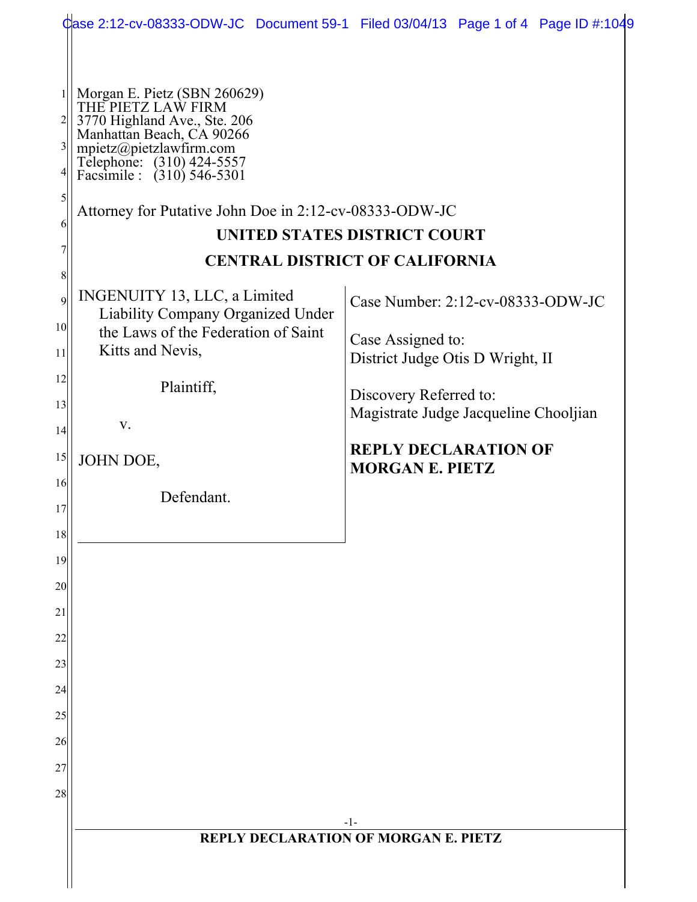Morgan E. Pietz (SBN 260629)
THE PIETZ LAW FIRM
3770 Highland Ave., Ste. 206
Manhattan Beach, CA 90266
mpietz@pietzlawfirm.com
Telephone: (310) 424-5557
Facsimile : (310) 546-5301

Attorney for Putative John Doe in 2:12-cv-08333-ODW-JC

**UNITED STATES DISTRICT COURT**

**CENTRAL DISTRICT OF CALIFORNIA**

INGENUITY 13, LLC, a Limited Liability Company Organized Under the Laws of the Federation of Saint Kitts and Nevis,

Plaintiff,

v.

JOHN DOE,

Defendant.

Case Number: 2:12-cv-08333-ODW-JC

Case Assigned to:
District Judge Otis D Wright, II

Discovery Referred to:
Magistrate Judge Jacqueline Chooljian

**REPLY DECLARATION OF MORGAN E. PIETZ**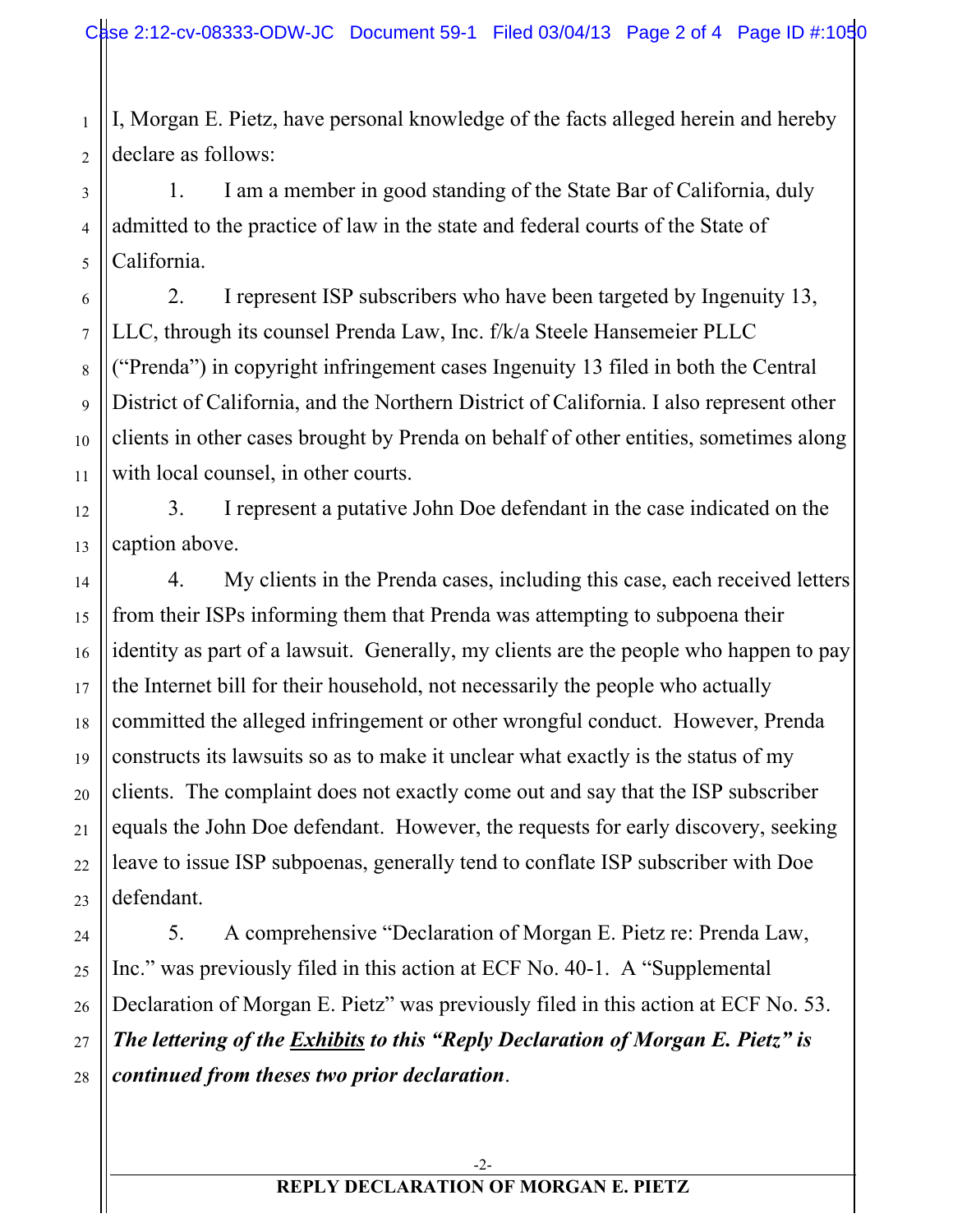I, Morgan E. Pietz, have personal knowledge of the facts alleged herein and hereby declare as follows:

1. I am a member in good standing of the State Bar of California, duly admitted to the practice of law in the state and federal courts of the State of California.

2. I represent ISP subscribers who have been targeted by Ingenuity 13, LLC, through its counsel Prenda Law, Inc. f/k/a Steele Hansemeier PLLC ("Prenda") in copyright infringement cases Ingenuity 13 filed in both the Central District of California, and the Northern District of California. I also represent other clients in other cases brought by Prenda on behalf of other entities, sometimes along with local counsel, in other courts.

3. I represent a putative John Doe defendant in the case indicated on the caption above.

4. My clients in the Prenda cases, including this case, each received letters from their ISPs informing them that Prenda was attempting to subpoena their identity as part of a lawsuit. Generally, my clients are the people who happen to pay the Internet bill for their household, not necessarily the people who actually committed the alleged infringement or other wrongful conduct. However, Prenda constructs its lawsuits so as to make it unclear what exactly is the status of my clients. The complaint does not exactly come out and say that the ISP subscriber equals the John Doe defendant. However, the requests for early discovery, seeking leave to issue ISP subpoenas, generally tend to conflate ISP subscriber with Doe defendant.

5. A comprehensive "Declaration of Morgan E. Pietz re: Prenda Law, Inc." was previously filed in this action at ECF No. 40-1. A "Supplemental Declaration of Morgan E. Pietz" was previously filed in this action at ECF No. 53. ***The lettering of the Exhibits to this "Reply Declaration of Morgan E. Pietz" is continued from theses two prior declaration***.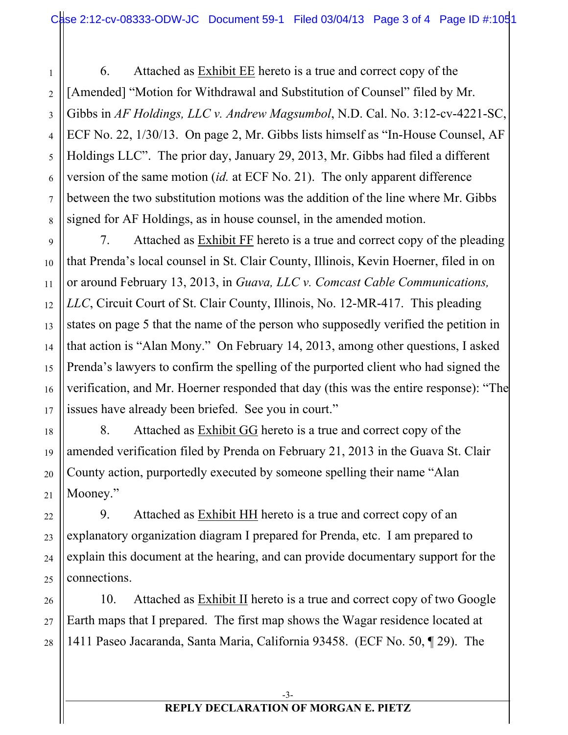6. Attached as Exhibit EE hereto is a true and correct copy of the [Amended] "Motion for Withdrawal and Substitution of Counsel" filed by Mr. Gibbs in *AF Holdings, LLC v. Andrew Magsumbol*, N.D. Cal. No. 3:12-cv-4221-SC, ECF No. 22, 1/30/13. On page 2, Mr. Gibbs lists himself as "In-House Counsel, AF Holdings LLC". The prior day, January 29, 2013, Mr. Gibbs had filed a different version of the same motion (*id.* at ECF No. 21). The only apparent difference between the two substitution motions was the addition of the line where Mr. Gibbs signed for AF Holdings, as in house counsel, in the amended motion.

7. Attached as Exhibit FF hereto is a true and correct copy of the pleading that Prenda's local counsel in St. Clair County, Illinois, Kevin Hoerner, filed in on or around February 13, 2013, in *Guava, LLC v. Comcast Cable Communications, LLC*, Circuit Court of St. Clair County, Illinois, No. 12-MR-417. This pleading states on page 5 that the name of the person who supposedly verified the petition in that action is "Alan Mony." On February 14, 2013, among other questions, I asked Prenda's lawyers to confirm the spelling of the purported client who had signed the verification, and Mr. Hoerner responded that day (this was the entire response): "The issues have already been briefed. See you in court."

8. Attached as Exhibit GG hereto is a true and correct copy of the amended verification filed by Prenda on February 21, 2013 in the Guava St. Clair County action, purportedly executed by someone spelling their name "Alan Mooney."

9. Attached as Exhibit HH hereto is a true and correct copy of an explanatory organization diagram I prepared for Prenda, etc. I am prepared to explain this document at the hearing, and can provide documentary support for the connections.

10. Attached as Exhibit II hereto is a true and correct copy of two Google Earth maps that I prepared. The first map shows the Wagar residence located at 1411 Paseo Jacaranda, Santa Maria, California 93458. (ECF No. 50, ¶ 29). The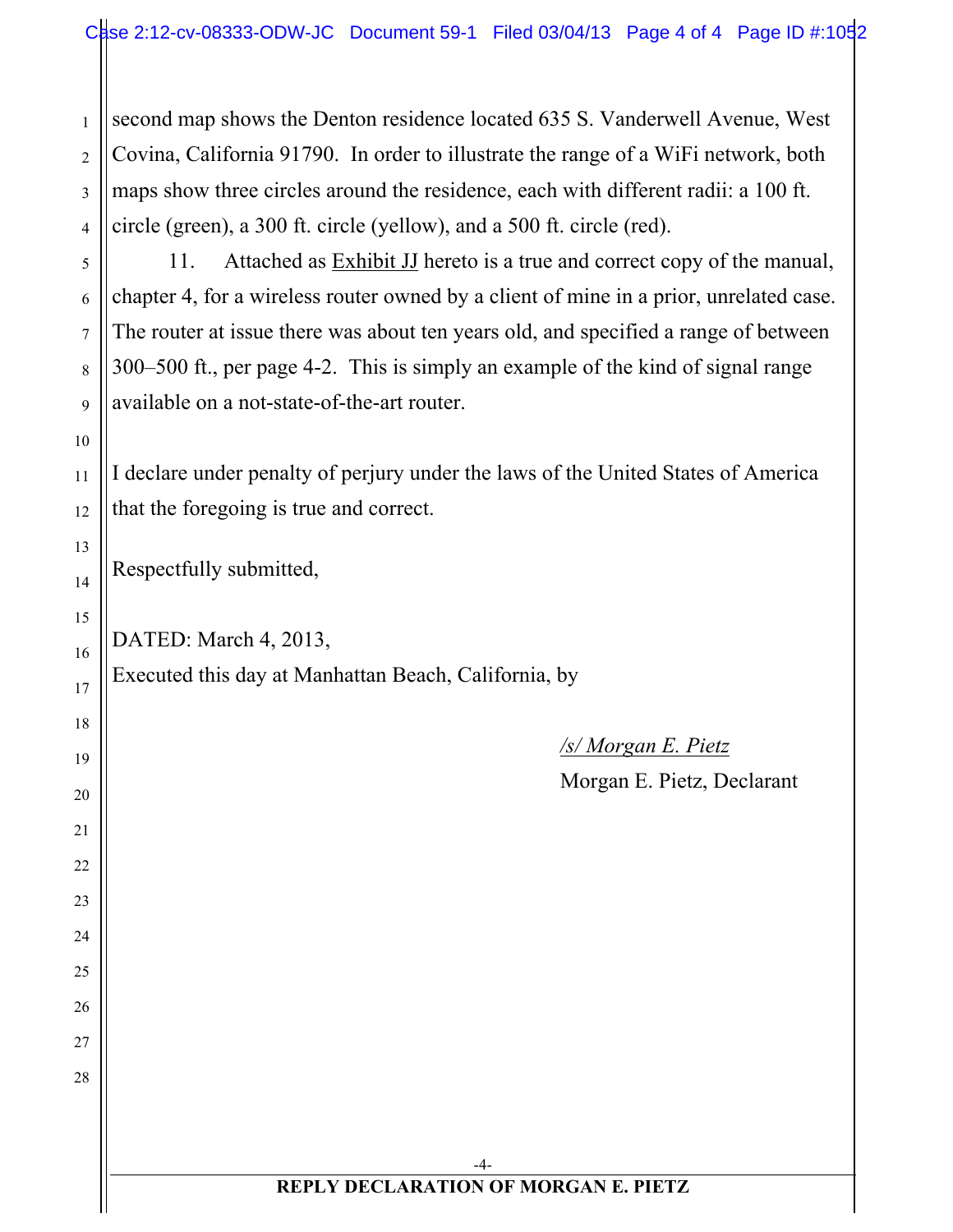second map shows the Denton residence located 635 S. Vanderwell Avenue, West Covina, California 91790. In order to illustrate the range of a WiFi network, both maps show three circles around the residence, each with different radii: a 100 ft. circle (green), a 300 ft. circle (yellow), and a 500 ft. circle (red).

11. Attached as Exhibit JJ hereto is a true and correct copy of the manual, chapter 4, for a wireless router owned by a client of mine in a prior, unrelated case. The router at issue there was about ten years old, and specified a range of between 300–500 ft., per page 4-2. This is simply an example of the kind of signal range available on a not-state-of-the-art router.

I declare under penalty of perjury under the laws of the United States of America that the foregoing is true and correct.

Respectfully submitted,

DATED: March 4, 2013,

Executed this day at Manhattan Beach, California, by

*/s/ Morgan E. Pietz*

Morgan E. Pietz, Declarant

**REPLY DECLARATION OF MORGAN E. PIETZ**